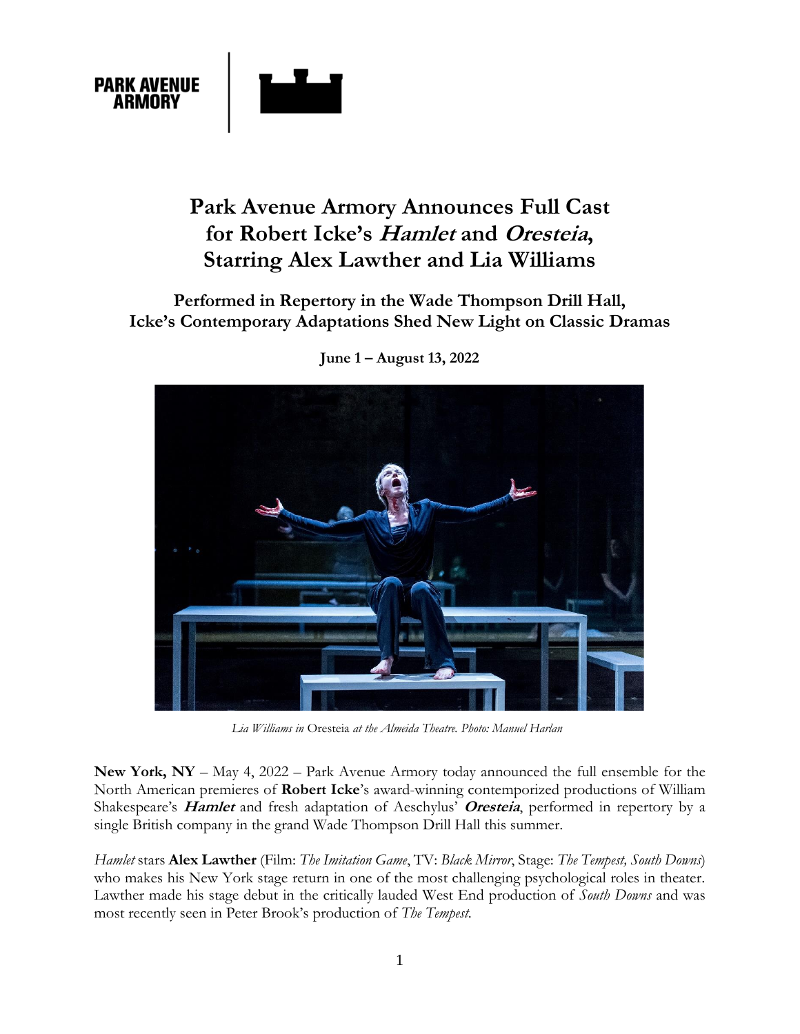PARK AVENUE ARMORY

# Park Avenue Armory Announces Full Cast for Robert Icke's *Hamlet* and *Oresteia*, Starring Alex Lawther and Lia Williams

## Performed in Repertory in the Wade Thompson Drill Hall, Icke's Contemporary Adaptations Shed New Light on Classic Dramas

**June 1 – August 13, 2022**

*Lia Williams in* Oresteia *at the Almeida Theatre. Photo: Manuel Harlan*

**New York, NY** – May 4, 2022 – Park Avenue Armory today announced the full ensemble for the North American premieres of **Robert Icke**'s award-winning contemporized productions of William Shakespeare's ***Hamlet*** and fresh adaptation of Aeschylus' ***Oresteia***, performed in repertory by a single British company in the grand Wade Thompson Drill Hall this summer.

*Hamlet* stars **Alex Lawther** (Film: *The Imitation Game*, TV: *Black Mirror*, Stage: *The Tempest, South Downs*) who makes his New York stage return in one of the most challenging psychological roles in theater. Lawther made his stage debut in the critically lauded West End production of *South Downs* and was most recently seen in Peter Brook's production of *The Tempest*.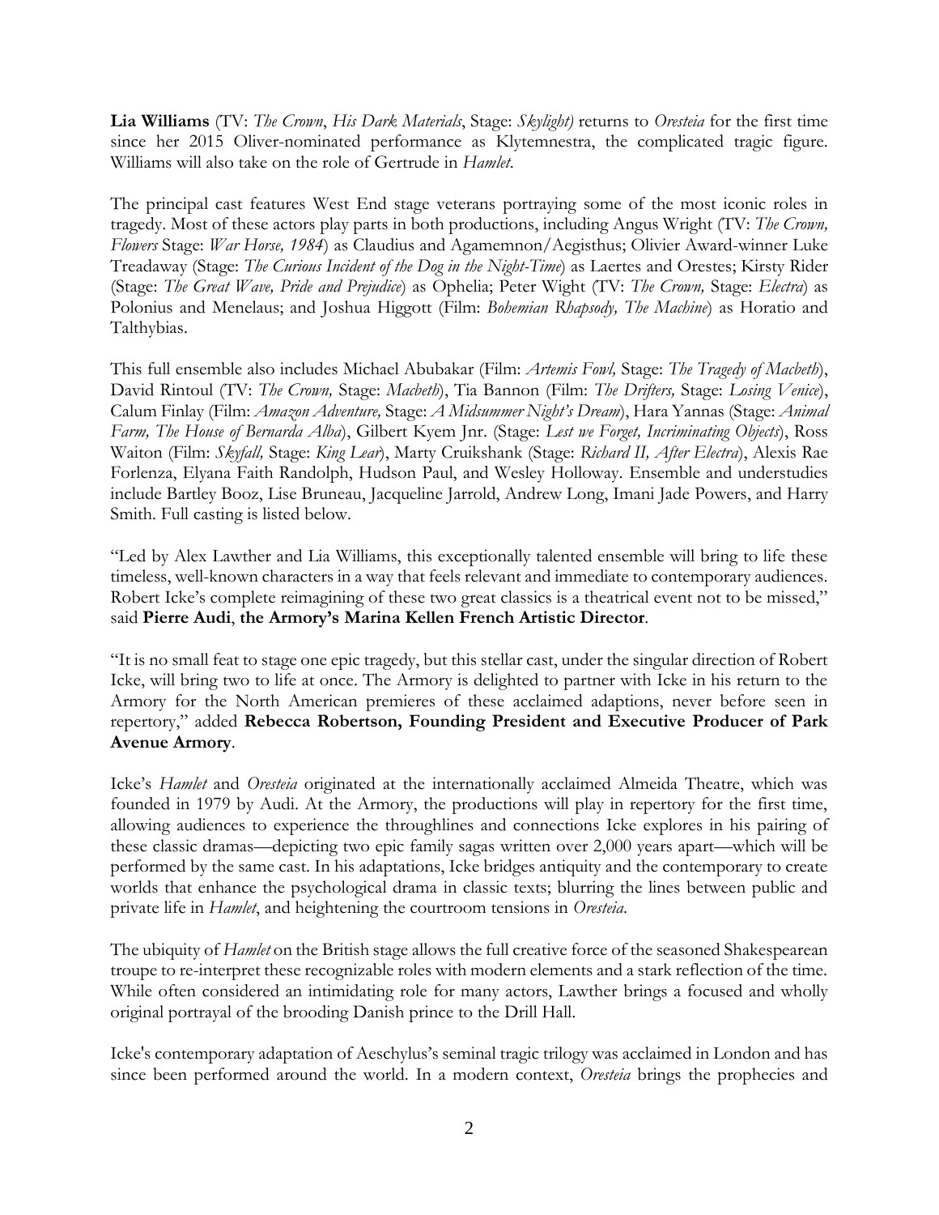**Lia Williams** (TV: *The Crown*, *His Dark Materials*, Stage: *Skylight)* returns to *Oresteia* for the first time since her 2015 Oliver-nominated performance as Klytemnestra, the complicated tragic figure. Williams will also take on the role of Gertrude in *Hamlet*.

The principal cast features West End stage veterans portraying some of the most iconic roles in tragedy. Most of these actors play parts in both productions, including Angus Wright (TV: *The Crown, Flowers* Stage: *War Horse, 1984*) as Claudius and Agamemnon/Aegisthus; Olivier Award-winner Luke Treadaway (Stage: *The Curious Incident of the Dog in the Night-Time*) as Laertes and Orestes; Kirsty Rider (Stage: *The Great Wave, Pride and Prejudice*) as Ophelia; Peter Wight (TV: *The Crown,* Stage: *Electra*) as Polonius and Menelaus; and Joshua Higgott (Film: *Bohemian Rhapsody, The Machine*) as Horatio and Talthybias.

This full ensemble also includes Michael Abubakar (Film: *Artemis Fowl,* Stage: *The Tragedy of Macbeth*), David Rintoul (TV: *The Crown,* Stage: *Macbeth*), Tia Bannon (Film: *The Drifters,* Stage: *Losing Venice*), Calum Finlay (Film: *Amazon Adventure,* Stage: *A Midsummer Night's Dream*), Hara Yannas (Stage: *Animal Farm, The House of Bernarda Alba*), Gilbert Kyem Jnr. (Stage: *Lest we Forget, Incriminating Objects*), Ross Waiton (Film: *Skyfall,* Stage: *King Lear*), Marty Cruikshank (Stage: *Richard II, After Electra*), Alexis Rae Forlenza, Elyana Faith Randolph, Hudson Paul, and Wesley Holloway. Ensemble and understudies include Bartley Booz, Lise Bruneau, Jacqueline Jarrold, Andrew Long, Imani Jade Powers, and Harry Smith. Full casting is listed below.

"Led by Alex Lawther and Lia Williams, this exceptionally talented ensemble will bring to life these timeless, well-known characters in a way that feels relevant and immediate to contemporary audiences. Robert Icke's complete reimagining of these two great classics is a theatrical event not to be missed," said **Pierre Audi**, **the Armory's Marina Kellen French Artistic Director**.

"It is no small feat to stage one epic tragedy, but this stellar cast, under the singular direction of Robert Icke, will bring two to life at once. The Armory is delighted to partner with Icke in his return to the Armory for the North American premieres of these acclaimed adaptions, never before seen in repertory," added **Rebecca Robertson, Founding President and Executive Producer of Park Avenue Armory**.

Icke's *Hamlet* and *Oresteia* originated at the internationally acclaimed Almeida Theatre, which was founded in 1979 by Audi. At the Armory, the productions will play in repertory for the first time, allowing audiences to experience the throughlines and connections Icke explores in his pairing of these classic dramas—depicting two epic family sagas written over 2,000 years apart—which will be performed by the same cast. In his adaptations, Icke bridges antiquity and the contemporary to create worlds that enhance the psychological drama in classic texts; blurring the lines between public and private life in *Hamlet*, and heightening the courtroom tensions in *Oresteia*.

The ubiquity of *Hamlet* on the British stage allows the full creative force of the seasoned Shakespearean troupe to re-interpret these recognizable roles with modern elements and a stark reflection of the time. While often considered an intimidating role for many actors, Lawther brings a focused and wholly original portrayal of the brooding Danish prince to the Drill Hall.

Icke's contemporary adaptation of Aeschylus's seminal tragic trilogy was acclaimed in London and has since been performed around the world. In a modern context, *Oresteia* brings the prophecies and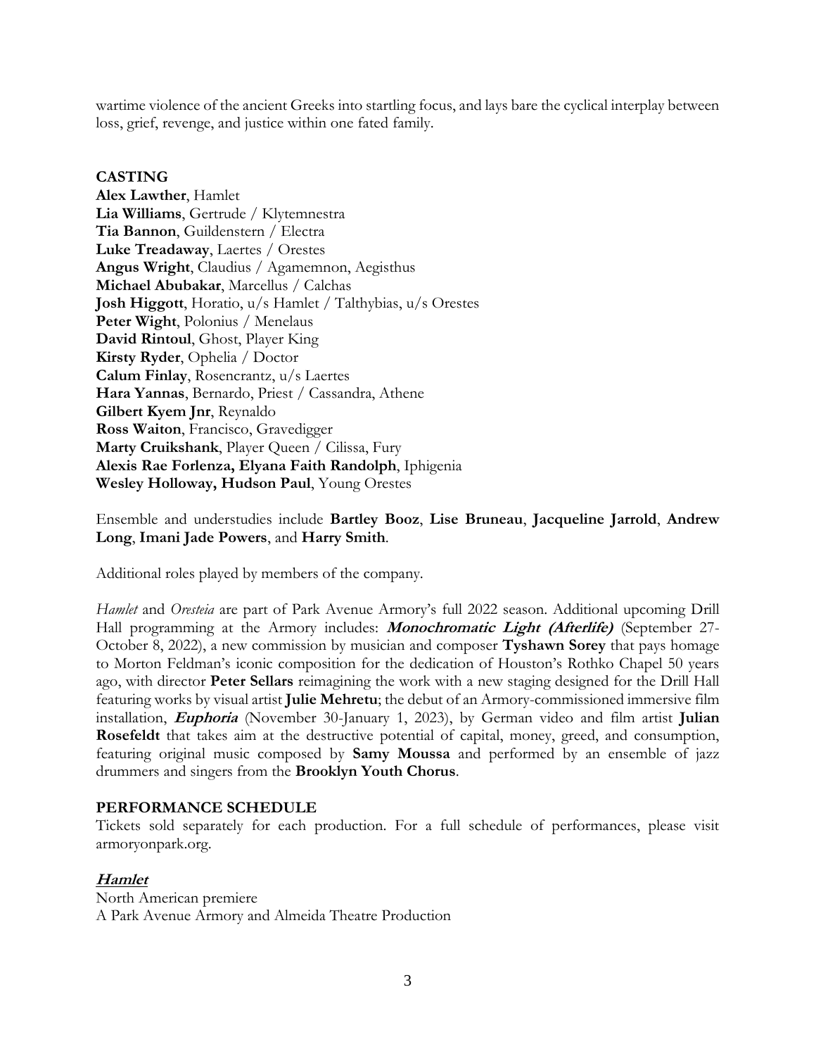wartime violence of the ancient Greeks into startling focus, and lays bare the cyclical interplay between loss, grief, revenge, and justice within one fated family.

## CASTING

**Alex Lawther**, Hamlet
**Lia Williams**, Gertrude / Klytemnestra
**Tia Bannon**, Guildenstern / Electra
**Luke Treadaway**, Laertes / Orestes
**Angus Wright**, Claudius / Agamemnon, Aegisthus
**Michael Abubakar**, Marcellus / Calchas
**Josh Higgott**, Horatio, u/s Hamlet / Talthybias, u/s Orestes
**Peter Wight**, Polonius / Menelaus
**David Rintoul**, Ghost, Player King
**Kirsty Ryder**, Ophelia / Doctor
**Calum Finlay**, Rosencrantz, u/s Laertes
**Hara Yannas**, Bernardo, Priest / Cassandra, Athene
**Gilbert Kyem Jnr**, Reynaldo
**Ross Waiton**, Francisco, Gravedigger
**Marty Cruikshank**, Player Queen / Cilissa, Fury
**Alexis Rae Forlenza, Elyana Faith Randolph**, Iphigenia
**Wesley Holloway, Hudson Paul**, Young Orestes

Ensemble and understudies include **Bartley Booz**, **Lise Bruneau**, **Jacqueline Jarrold**, **Andrew Long**, **Imani Jade Powers**, and **Harry Smith**.

Additional roles played by members of the company.

*Hamlet* and *Oresteia* are part of Park Avenue Armory's full 2022 season. Additional upcoming Drill Hall programming at the Armory includes: ***Monochromatic Light (Afterlife)*** (September 27-October 8, 2022), a new commission by musician and composer **Tyshawn Sorey** that pays homage to Morton Feldman's iconic composition for the dedication of Houston's Rothko Chapel 50 years ago, with director **Peter Sellars** reimagining the work with a new staging designed for the Drill Hall featuring works by visual artist **Julie Mehretu**; the debut of an Armory-commissioned immersive film installation, ***Euphoria*** (November 30-January 1, 2023), by German video and film artist **Julian Rosefeldt** that takes aim at the destructive potential of capital, money, greed, and consumption, featuring original music composed by **Samy Moussa** and performed by an ensemble of jazz drummers and singers from the **Brooklyn Youth Chorus**.

## PERFORMANCE SCHEDULE

Tickets sold separately for each production. For a full schedule of performances, please visit armoryonpark.org.

***Hamlet***
North American premiere
A Park Avenue Armory and Almeida Theatre Production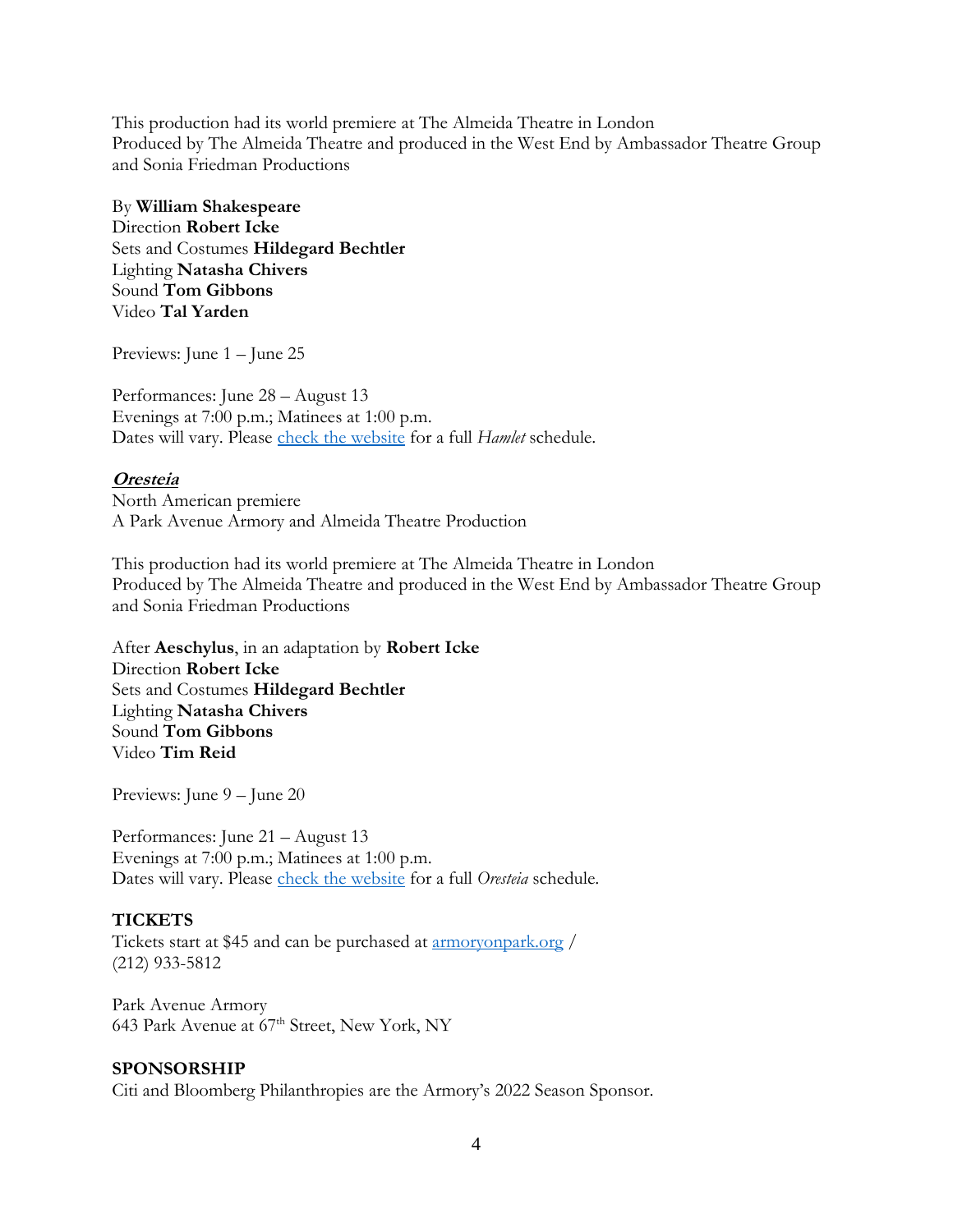This production had its world premiere at The Almeida Theatre in London
Produced by The Almeida Theatre and produced in the West End by Ambassador Theatre Group and Sonia Friedman Productions

By **William Shakespeare**
Direction **Robert Icke**
Sets and Costumes **Hildegard Bechtler**
Lighting **Natasha Chivers**
Sound **Tom Gibbons**
Video **Tal Yarden**

Previews: June 1 – June 25

Performances: June 28 – August 13
Evenings at 7:00 p.m.; Matinees at 1:00 p.m.
Dates will vary. Please check the website for a full *Hamlet* schedule.

***Oresteia***
North American premiere
A Park Avenue Armory and Almeida Theatre Production

This production had its world premiere at The Almeida Theatre in London
Produced by The Almeida Theatre and produced in the West End by Ambassador Theatre Group and Sonia Friedman Productions

After **Aeschylus**, in an adaptation by **Robert Icke**
Direction **Robert Icke**
Sets and Costumes **Hildegard Bechtler**
Lighting **Natasha Chivers**
Sound **Tom Gibbons**
Video **Tim Reid**

Previews: June 9 – June 20

Performances: June 21 – August 13
Evenings at 7:00 p.m.; Matinees at 1:00 p.m.
Dates will vary. Please check the website for a full *Oresteia* schedule.

**TICKETS**
Tickets start at $45 and can be purchased at armoryonpark.org / (212) 933-5812

Park Avenue Armory
643 Park Avenue at 67th Street, New York, NY

**SPONSORSHIP**
Citi and Bloomberg Philanthropies are the Armory's 2022 Season Sponsor.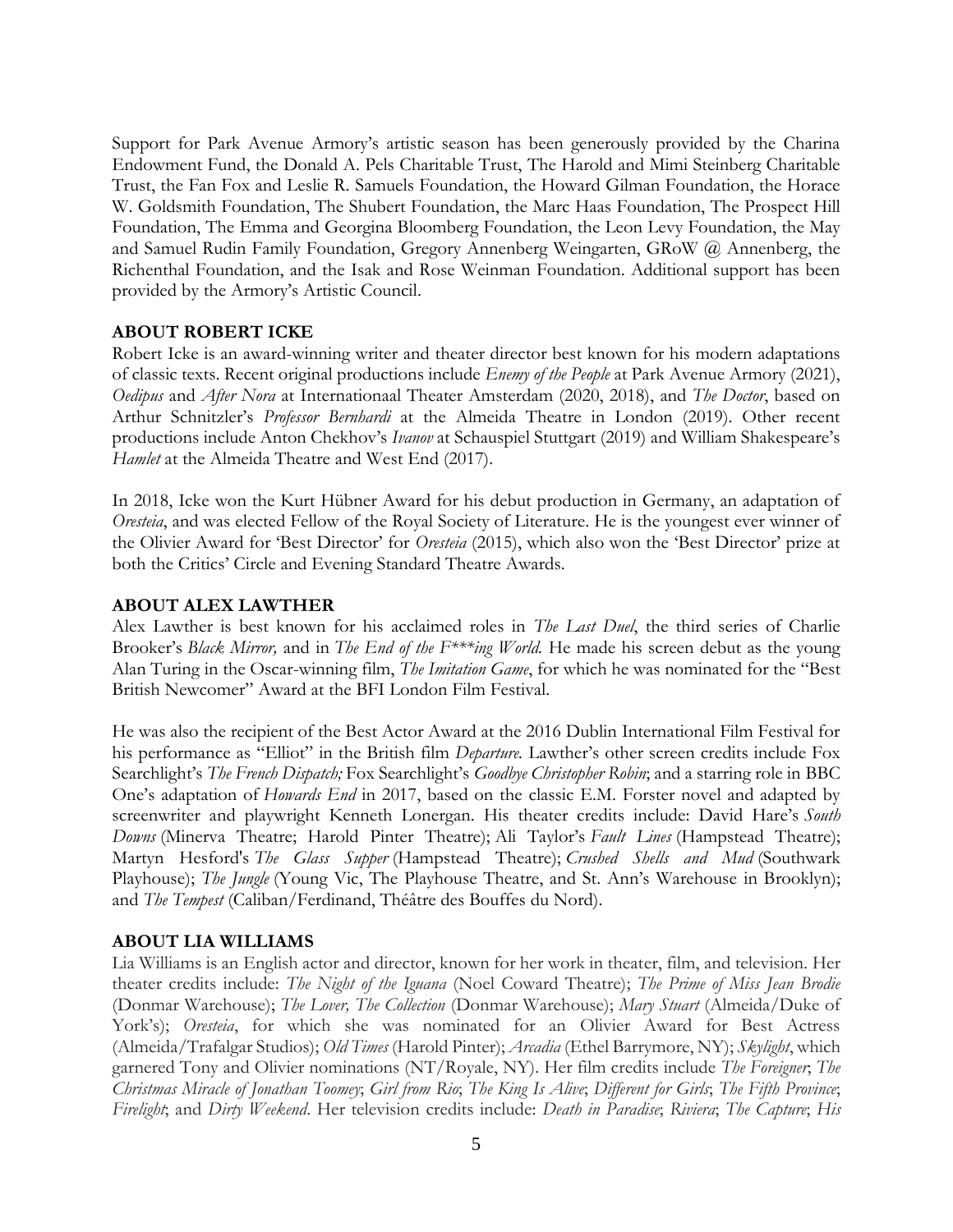Support for Park Avenue Armory's artistic season has been generously provided by the Charina Endowment Fund, the Donald A. Pels Charitable Trust, The Harold and Mimi Steinberg Charitable Trust, the Fan Fox and Leslie R. Samuels Foundation, the Howard Gilman Foundation, the Horace W. Goldsmith Foundation, The Shubert Foundation, the Marc Haas Foundation, The Prospect Hill Foundation, The Emma and Georgina Bloomberg Foundation, the Leon Levy Foundation, the May and Samuel Rudin Family Foundation, Gregory Annenberg Weingarten, GRoW @ Annenberg, the Richenthal Foundation, and the Isak and Rose Weinman Foundation. Additional support has been provided by the Armory's Artistic Council.

**ABOUT ROBERT ICKE**

Robert Icke is an award-winning writer and theater director best known for his modern adaptations of classic texts. Recent original productions include *Enemy of the People* at Park Avenue Armory (2021), *Oedipus* and *After Nora* at Internationaal Theater Amsterdam (2020, 2018), and *The Doctor*, based on Arthur Schnitzler's *Professor Bernhardi* at the Almeida Theatre in London (2019). Other recent productions include Anton Chekhov's *Ivanov* at Schauspiel Stuttgart (2019) and William Shakespeare's *Hamlet* at the Almeida Theatre and West End (2017).

In 2018, Icke won the Kurt Hübner Award for his debut production in Germany, an adaptation of *Oresteia*, and was elected Fellow of the Royal Society of Literature. He is the youngest ever winner of the Olivier Award for 'Best Director' for *Oresteia* (2015), which also won the 'Best Director' prize at both the Critics' Circle and Evening Standard Theatre Awards.

**ABOUT ALEX LAWTHER**

Alex Lawther is best known for his acclaimed roles in *The Last Duel*, the third series of Charlie Brooker's *Black Mirror,* and in *The End of the F***ing World.* He made his screen debut as the young Alan Turing in the Oscar-winning film, *The Imitation Game*, for which he was nominated for the "Best British Newcomer" Award at the BFI London Film Festival.

He was also the recipient of the Best Actor Award at the 2016 Dublin International Film Festival for his performance as "Elliot" in the British film *Departure.* Lawther's other screen credits include Fox Searchlight's *The French Dispatch;* Fox Searchlight's *Goodbye Christopher Robin*; and a starring role in BBC One's adaptation of *Howards End* in 2017, based on the classic E.M. Forster novel and adapted by screenwriter and playwright Kenneth Lonergan. His theater credits include: David Hare's *South Downs* (Minerva Theatre; Harold Pinter Theatre); Ali Taylor's *Fault Lines* (Hampstead Theatre); Martyn Hesford's *The Glass Supper* (Hampstead Theatre); *Crushed Shells and Mud* (Southwark Playhouse); *The Jungle* (Young Vic, The Playhouse Theatre, and St. Ann's Warehouse in Brooklyn); and *The Tempest* (Caliban/Ferdinand, Théâtre des Bouffes du Nord).

**ABOUT LIA WILLIAMS**

Lia Williams is an English actor and director, known for her work in theater, film, and television. Her theater credits include: *The Night of the Iguana* (Noel Coward Theatre); *The Prime of Miss Jean Brodie* (Donmar Warehouse); *The Lover, The Collection* (Donmar Warehouse); *Mary Stuart* (Almeida/Duke of York's); *Oresteia*, for which she was nominated for an Olivier Award for Best Actress (Almeida/Trafalgar Studios); *Old Times* (Harold Pinter); *Arcadia* (Ethel Barrymore, NY); *Skylight*, which garnered Tony and Olivier nominations (NT/Royale, NY). Her film credits include *The Foreigner*; *The Christmas Miracle of Jonathan Toomey*; *Girl from Rio*; *The King Is Alive*; *Different for Girls*; *The Fifth Province*; *Firelight*; and *Dirty Weekend*. Her television credits include: *Death in Paradise*; *Riviera*; *The Capture*; *His*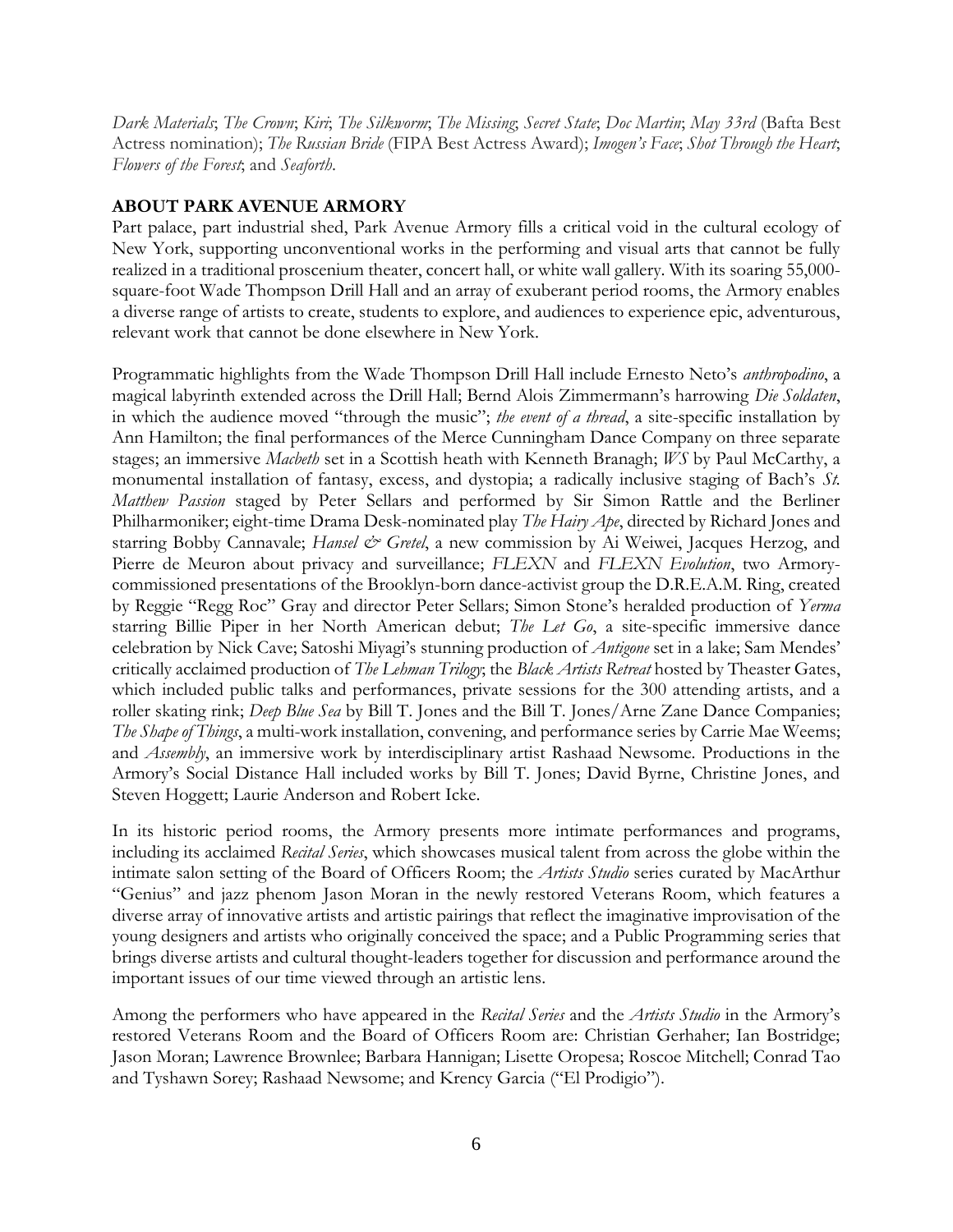*Dark Materials*; *The Crown*; *Kiri*; *The Silkworm*; *The Missing*; *Secret State*; *Doc Martin*; *May 33rd* (Bafta Best Actress nomination); *The Russian Bride* (FIPA Best Actress Award); *Imogen's Face*; *Shot Through the Heart*; *Flowers of the Forest*; and *Seaforth*.

## ABOUT PARK AVENUE ARMORY

Part palace, part industrial shed, Park Avenue Armory fills a critical void in the cultural ecology of New York, supporting unconventional works in the performing and visual arts that cannot be fully realized in a traditional proscenium theater, concert hall, or white wall gallery. With its soaring 55,000-square-foot Wade Thompson Drill Hall and an array of exuberant period rooms, the Armory enables a diverse range of artists to create, students to explore, and audiences to experience epic, adventurous, relevant work that cannot be done elsewhere in New York.

Programmatic highlights from the Wade Thompson Drill Hall include Ernesto Neto's *anthropodino*, a magical labyrinth extended across the Drill Hall; Bernd Alois Zimmermann's harrowing *Die Soldaten*, in which the audience moved "through the music"; *the event of a thread*, a site-specific installation by Ann Hamilton; the final performances of the Merce Cunningham Dance Company on three separate stages; an immersive *Macbeth* set in a Scottish heath with Kenneth Branagh; *WS* by Paul McCarthy, a monumental installation of fantasy, excess, and dystopia; a radically inclusive staging of Bach's *St. Matthew Passion* staged by Peter Sellars and performed by Sir Simon Rattle and the Berliner Philharmoniker; eight-time Drama Desk-nominated play *The Hairy Ape*, directed by Richard Jones and starring Bobby Cannavale; *Hansel & Gretel*, a new commission by Ai Weiwei, Jacques Herzog, and Pierre de Meuron about privacy and surveillance; *FLEXN* and *FLEXN Evolution*, two Armory-commissioned presentations of the Brooklyn-born dance-activist group the D.R.E.A.M. Ring, created by Reggie "Regg Roc" Gray and director Peter Sellars; Simon Stone's heralded production of *Yerma* starring Billie Piper in her North American debut; *The Let Go*, a site-specific immersive dance celebration by Nick Cave; Satoshi Miyagi's stunning production of *Antigone* set in a lake; Sam Mendes' critically acclaimed production of *The Lehman Trilogy*; the *Black Artists Retreat* hosted by Theaster Gates, which included public talks and performances, private sessions for the 300 attending artists, and a roller skating rink; *Deep Blue Sea* by Bill T. Jones and the Bill T. Jones/Arne Zane Dance Companies; *The Shape of Things*, a multi-work installation, convening, and performance series by Carrie Mae Weems; and *Assembly*, an immersive work by interdisciplinary artist Rashaad Newsome. Productions in the Armory's Social Distance Hall included works by Bill T. Jones; David Byrne, Christine Jones, and Steven Hoggett; Laurie Anderson and Robert Icke.

In its historic period rooms, the Armory presents more intimate performances and programs, including its acclaimed *Recital Series*, which showcases musical talent from across the globe within the intimate salon setting of the Board of Officers Room; the *Artists Studio* series curated by MacArthur "Genius" and jazz phenom Jason Moran in the newly restored Veterans Room, which features a diverse array of innovative artists and artistic pairings that reflect the imaginative improvisation of the young designers and artists who originally conceived the space; and a Public Programming series that brings diverse artists and cultural thought-leaders together for discussion and performance around the important issues of our time viewed through an artistic lens.

Among the performers who have appeared in the *Recital Series* and the *Artists Studio* in the Armory's restored Veterans Room and the Board of Officers Room are: Christian Gerhaher; Ian Bostridge; Jason Moran; Lawrence Brownlee; Barbara Hannigan; Lisette Oropesa; Roscoe Mitchell; Conrad Tao and Tyshawn Sorey; Rashaad Newsome; and Krency Garcia ("El Prodigio").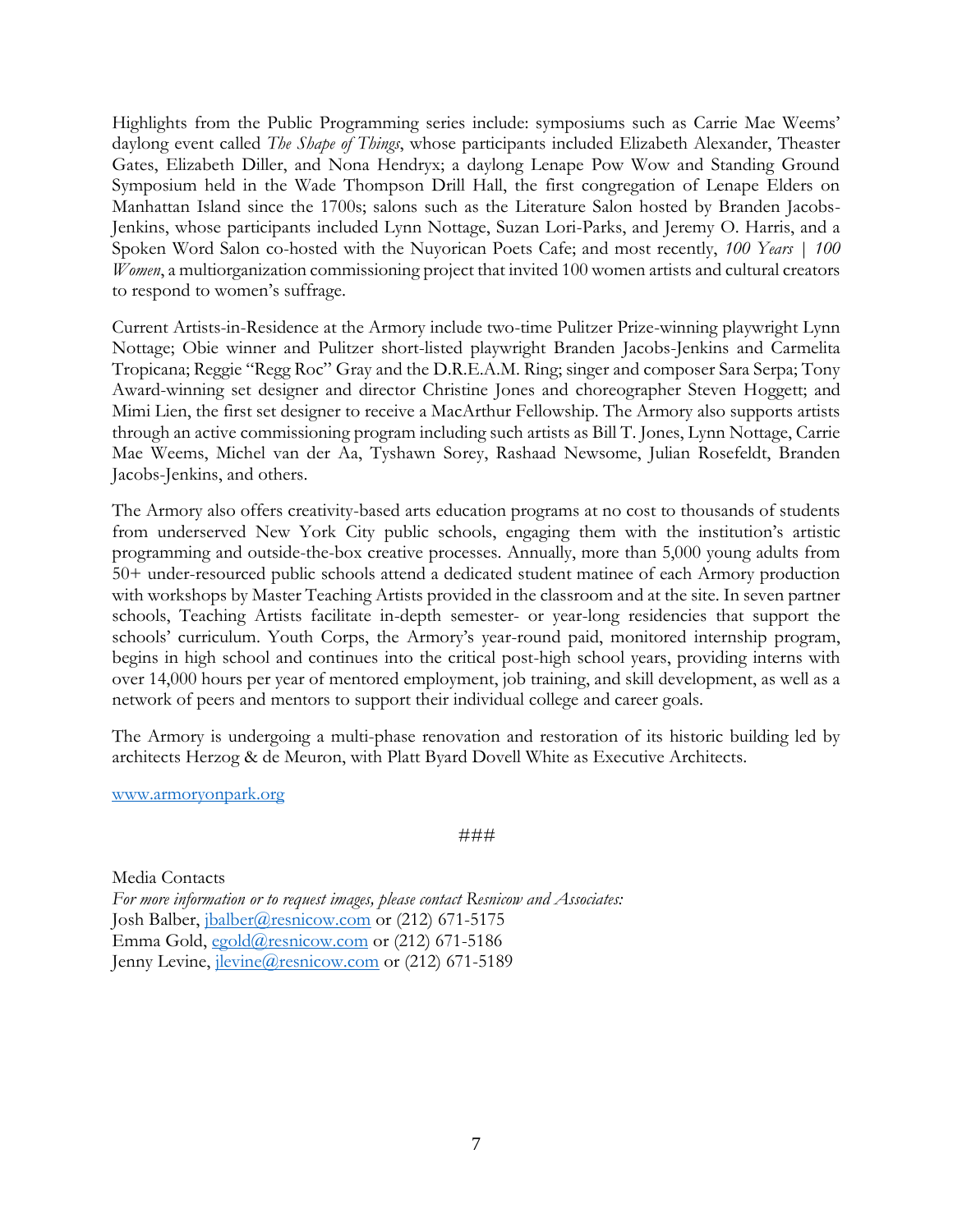Highlights from the Public Programming series include: symposiums such as Carrie Mae Weems' daylong event called *The Shape of Things*, whose participants included Elizabeth Alexander, Theaster Gates, Elizabeth Diller, and Nona Hendryx; a daylong Lenape Pow Wow and Standing Ground Symposium held in the Wade Thompson Drill Hall, the first congregation of Lenape Elders on Manhattan Island since the 1700s; salons such as the Literature Salon hosted by Branden Jacobs-Jenkins, whose participants included Lynn Nottage, Suzan Lori-Parks, and Jeremy O. Harris, and a Spoken Word Salon co-hosted with the Nuyorican Poets Cafe; and most recently, *100 Years | 100 Women*, a multiorganization commissioning project that invited 100 women artists and cultural creators to respond to women's suffrage.

Current Artists-in-Residence at the Armory include two-time Pulitzer Prize-winning playwright Lynn Nottage; Obie winner and Pulitzer short-listed playwright Branden Jacobs-Jenkins and Carmelita Tropicana; Reggie "Regg Roc" Gray and the D.R.E.A.M. Ring; singer and composer Sara Serpa; Tony Award-winning set designer and director Christine Jones and choreographer Steven Hoggett; and Mimi Lien, the first set designer to receive a MacArthur Fellowship. The Armory also supports artists through an active commissioning program including such artists as Bill T. Jones, Lynn Nottage, Carrie Mae Weems, Michel van der Aa, Tyshawn Sorey, Rashaad Newsome, Julian Rosefeldt, Branden Jacobs-Jenkins, and others.

The Armory also offers creativity-based arts education programs at no cost to thousands of students from underserved New York City public schools, engaging them with the institution's artistic programming and outside-the-box creative processes. Annually, more than 5,000 young adults from 50+ under-resourced public schools attend a dedicated student matinee of each Armory production with workshops by Master Teaching Artists provided in the classroom and at the site. In seven partner schools, Teaching Artists facilitate in-depth semester- or year-long residencies that support the schools' curriculum. Youth Corps, the Armory's year-round paid, monitored internship program, begins in high school and continues into the critical post-high school years, providing interns with over 14,000 hours per year of mentored employment, job training, and skill development, as well as a network of peers and mentors to support their individual college and career goals.

The Armory is undergoing a multi-phase renovation and restoration of its historic building led by architects Herzog & de Meuron, with Platt Byard Dovell White as Executive Architects.

[www.armoryonpark.org](http://www.armoryonpark.org)

###

Media Contacts
*For more information or to request images, please contact Resnicow and Associates:*
Josh Balber, jbalber@resnicow.com or (212) 671-5175
Emma Gold, egold@resnicow.com or (212) 671-5186
Jenny Levine, jlevine@resnicow.com or (212) 671-5189